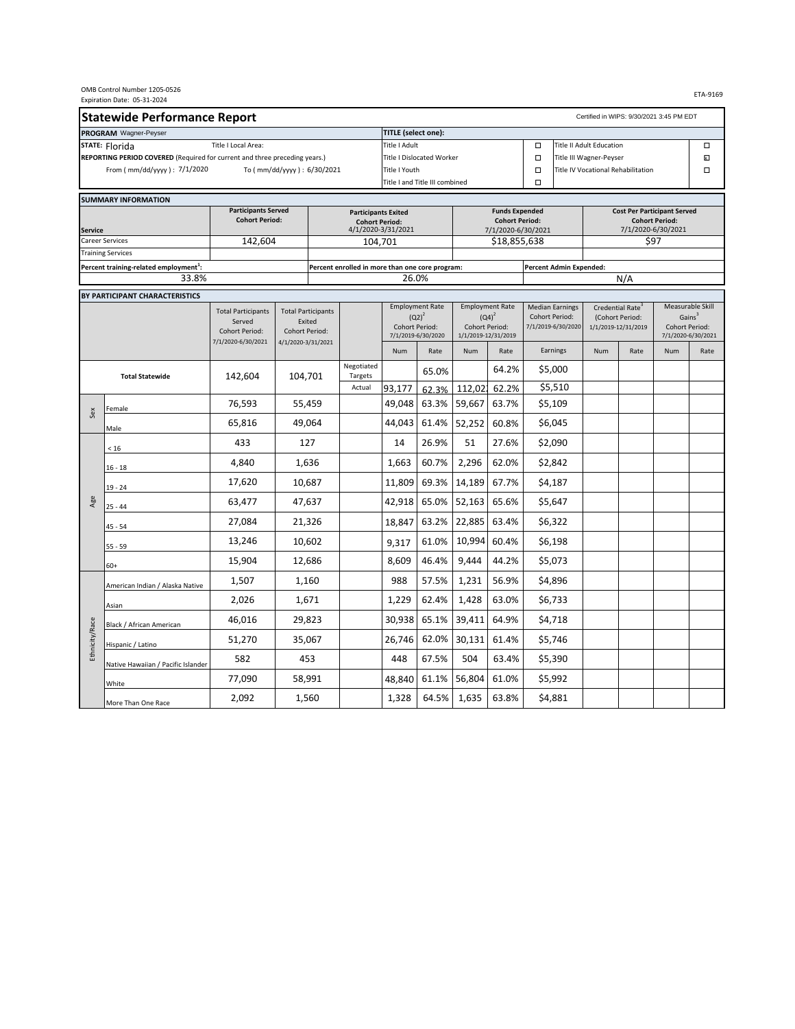OMB Control Number 1205-0526
Expiration Date: 05-31-2024

ETA-9169

# Statewide Performance Report

Certified in WIPS: 9/30/2021 3:45 PM EDT

| PROGRAM Wagner-Peyser | | TITLE (select one): | | | |
|---|---|---|---|---|---|
| STATE: Florida | Title I Local Area: | Title I Adult | ☐ | Title II Adult Education | ☐ |
| REPORTING PERIOD COVERED (Required for current and three preceding years.) | | Title I Dislocated Worker | ☐ | Title III Wagner-Peyser | ☑ |
| From ( mm/dd/yyyy ) : 7/1/2020 | To ( mm/dd/yyyy ) : 6/30/2021 | Title I Youth | ☐ | Title IV Vocational Rehabilitation | ☐ |
| | | Title I and Title III combined | ☐ | | |

## SUMMARY INFORMATION

| Service | Participants Served Cohort Period: | Participants Exited Cohort Period: 4/1/2020-3/31/2021 | Funds Expended Cohort Period: 7/1/2020-6/30/2021 | Cost Per Participant Served Cohort Period: 7/1/2020-6/30/2021 |
|---|---|---|---|---|
| Career Services | 142,604 | 104,701 | $18,855,638 | $97 |
| Training Services | | | | |

| Percent training-related employment[1]: | Percent enrolled in more than one core program: | Percent Admin Expended: |
|---|---|---|
| 33.8% | 26.0% | N/A |

## BY PARTICIPANT CHARACTERISTICS

| | | Total Participants Served Cohort Period: 7/1/2020-6/30/2021 | Total Participants Exited Cohort Period: 4/1/2020-3/31/2021 | | Employment Rate (Q2)[2] Cohort Period: 7/1/2019-6/30/2020 | | Employment Rate (Q4)[2] Cohort Period: 1/1/2019-12/31/2019 | | Median Earnings Cohort Period: 7/1/2019-6/30/2020 | Credential Rate[3] (Cohort Period: 1/1/2019-12/31/2019 | | Measurable Skill Gains[3] Cohort Period: 7/1/2020-6/30/2021 | |
|---|---|---|---|---|---|---|---|---|---|---|---|---|---|
| | | | | | Num | Rate | Num | Rate | Earnings | Num | Rate | Num | Rate |
| Total Statewide | | 142,604 | 104,701 | Negotiated Targets | | 65.0% | | 64.2% | $5,000 | | | | |
| | | | | Actual | 93,177 | 62.3% | 112,02 | 62.2% | $5,510 | | | | |
| Sex | Female | 76,593 | 55,459 | | 49,048 | 63.3% | 59,667 | 63.7% | $5,109 | | | | |
| | Male | 65,816 | 49,064 | | 44,043 | 61.4% | 52,252 | 60.8% | $6,045 | | | | |
| Age | < 16 | 433 | 127 | | 14 | 26.9% | 51 | 27.6% | $2,090 | | | | |
| | 16 - 18 | 4,840 | 1,636 | | 1,663 | 60.7% | 2,296 | 62.0% | $2,842 | | | | |
| | 19 - 24 | 17,620 | 10,687 | | 11,809 | 69.3% | 14,189 | 67.7% | $4,187 | | | | |
| | 25 - 44 | 63,477 | 47,637 | | 42,918 | 65.0% | 52,163 | 65.6% | $5,647 | | | | |
| | 45 - 54 | 27,084 | 21,326 | | 18,847 | 63.2% | 22,885 | 63.4% | $6,322 | | | | |
| | 55 - 59 | 13,246 | 10,602 | | 9,317 | 61.0% | 10,994 | 60.4% | $6,198 | | | | |
| | 60+ | 15,904 | 12,686 | | 8,609 | 46.4% | 9,444 | 44.2% | $5,073 | | | | |
| Ethnicity/Race | American Indian / Alaska Native | 1,507 | 1,160 | | 988 | 57.5% | 1,231 | 56.9% | $4,896 | | | | |
| | Asian | 2,026 | 1,671 | | 1,229 | 62.4% | 1,428 | 63.0% | $6,733 | | | | |
| | Black / African American | 46,016 | 29,823 | | 30,938 | 65.1% | 39,411 | 64.9% | $4,718 | | | | |
| | Hispanic / Latino | 51,270 | 35,067 | | 26,746 | 62.0% | 30,131 | 61.4% | $5,746 | | | | |
| | Native Hawaiian / Pacific Islander | 582 | 453 | | 448 | 67.5% | 504 | 63.4% | $5,390 | | | | |
| | White | 77,090 | 58,991 | | 48,840 | 61.1% | 56,804 | 61.0% | $5,992 | | | | |
| | More Than One Race | 2,092 | 1,560 | | 1,328 | 64.5% | 1,635 | 63.8% | $4,881 | | | | |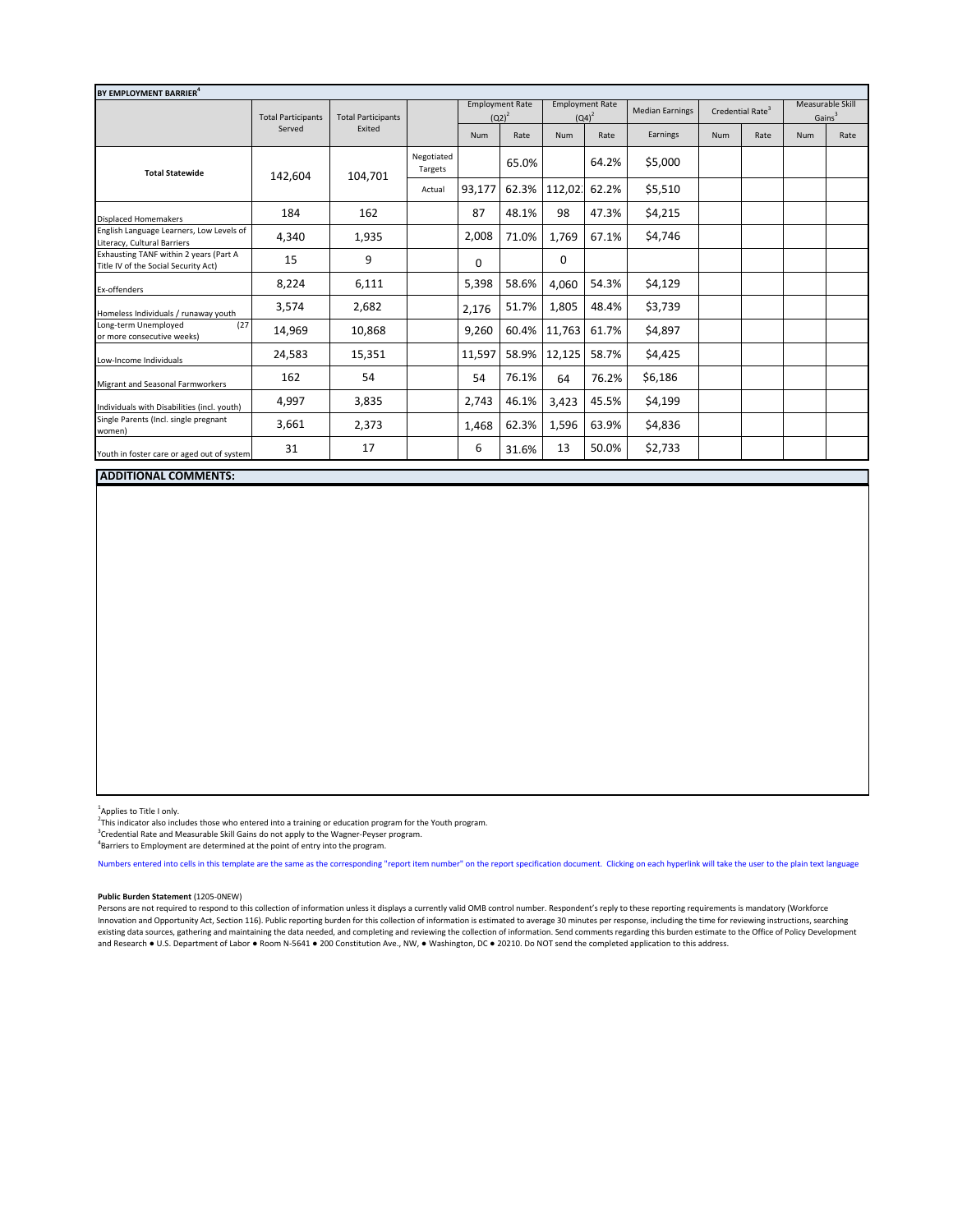| BY EMPLOYMENT BARRIER[4] | | | | | | | | | | | | |
|---|---|---|---|---|---|---|---|---|---|---|---|---|
| | Total Participants Served | Total Participants Exited | | Employment Rate (Q2)[2] | | Employment Rate (Q4)[2] | | Median Earnings | Credential Rate[3] | | Measurable Skill Gains[3] | |
| | | | | Num | Rate | Num | Rate | Earnings | Num | Rate | Num | Rate |
| Total Statewide | 142,604 | 104,701 | Negotiated Targets | | 65.0% | | 64.2% | $5,000 | | | | |
| | | | Actual | 93,177 | 62.3% | 112,02 | 62.2% | $5,510 | | | | |
| Displaced Homemakers | 184 | 162 | | 87 | 48.1% | 98 | 47.3% | $4,215 | | | | |
| English Language Learners, Low Levels of Literacy, Cultural Barriers | 4,340 | 1,935 | | 2,008 | 71.0% | 1,769 | 67.1% | $4,746 | | | | |
| Exhausting TANF within 2 years (Part A Title IV of the Social Security Act) | 15 | 9 | | 0 | | 0 | | | | | | |
| Ex-offenders | 8,224 | 6,111 | | 5,398 | 58.6% | 4,060 | 54.3% | $4,129 | | | | |
| Homeless Individuals / runaway youth | 3,574 | 2,682 | | 2,176 | 51.7% | 1,805 | 48.4% | $3,739 | | | | |
| Long-term Unemployed (27 or more consecutive weeks) | 14,969 | 10,868 | | 9,260 | 60.4% | 11,763 | 61.7% | $4,897 | | | | |
| Low-Income Individuals | 24,583 | 15,351 | | 11,597 | 58.9% | 12,125 | 58.7% | $4,425 | | | | |
| Migrant and Seasonal Farmworkers | 162 | 54 | | 54 | 76.1% | 64 | 76.2% | $6,186 | | | | |
| Individuals with Disabilities (incl. youth) | 4,997 | 3,835 | | 2,743 | 46.1% | 3,423 | 45.5% | $4,199 | | | | |
| Single Parents (Incl. single pregnant women) | 3,661 | 2,373 | | 1,468 | 62.3% | 1,596 | 63.9% | $4,836 | | | | |
| Youth in foster care or aged out of system | 31 | 17 | | 6 | 31.6% | 13 | 50.0% | $2,733 | | | | |

**ADDITIONAL COMMENTS:**

[1]Applies to Title I only.
[2]This indicator also includes those who entered into a training or education program for the Youth program.
[3]Credential Rate and Measurable Skill Gains do not apply to the Wagner-Peyser program.
[4]Barriers to Employment are determined at the point of entry into the program.

Numbers entered into cells in this template are the same as the corresponding "report item number" on the report specification document. Clicking on each hyperlink will take the user to the plain text language

**Public Burden Statement** (1205-0NEW)
Persons are not required to respond to this collection of information unless it displays a currently valid OMB control number. Respondent's reply to these reporting requirements is mandatory (Workforce Innovation and Opportunity Act, Section 116). Public reporting burden for this collection of information is estimated to average 30 minutes per response, including the time for reviewing instructions, searching existing data sources, gathering and maintaining the data needed, and completing and reviewing the collection of information. Send comments regarding this burden estimate to the Office of Policy Development and Research ● U.S. Department of Labor ● Room N-5641 ● 200 Constitution Ave., NW, ● Washington, DC ● 20210. Do NOT send the completed application to this address.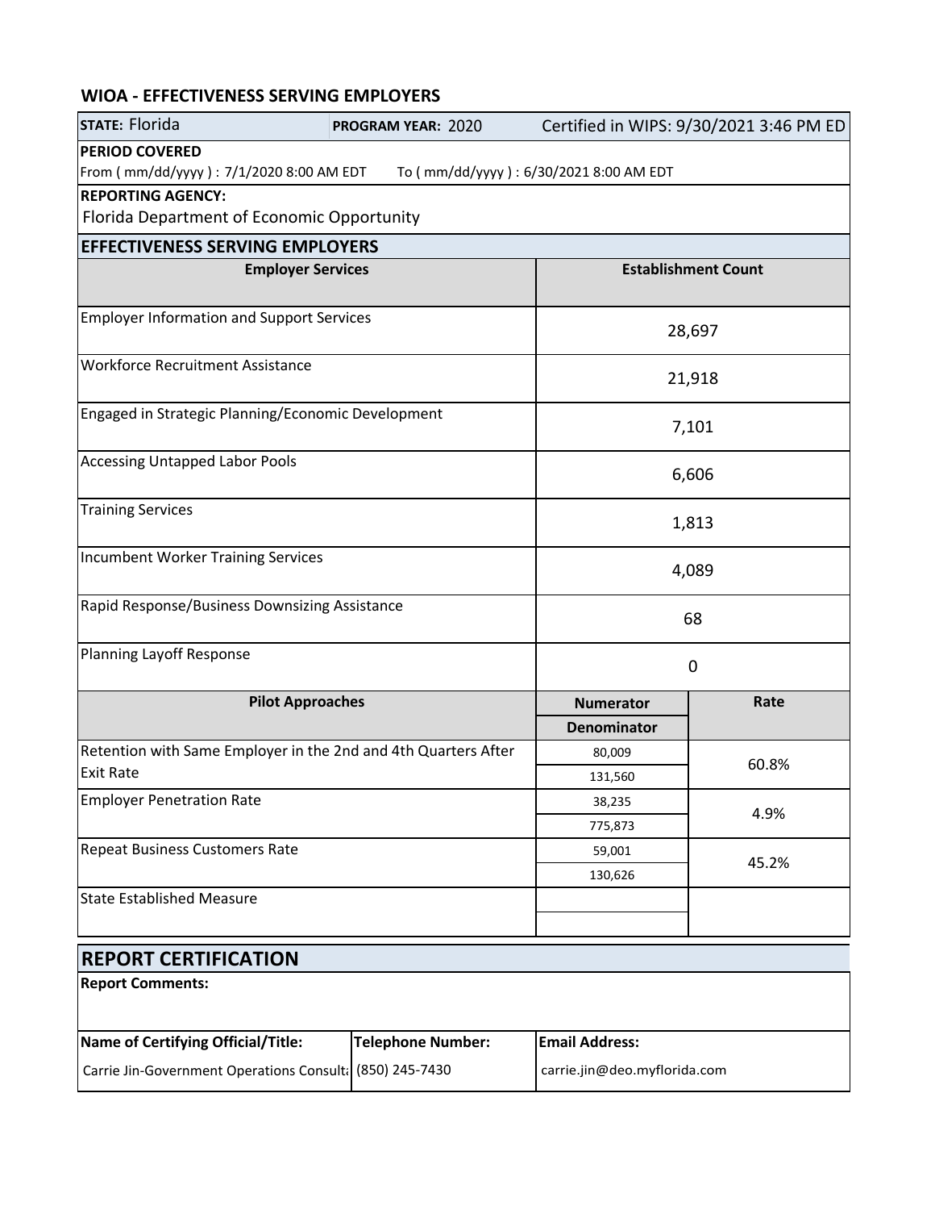## WIOA - EFFECTIVENESS SERVING EMPLOYERS

| | | |
|---|---|---|
| **STATE:** Florida | **PROGRAM YEAR:** 2020 | Certified in WIPS: 9/30/2021 3:46 PM ED |

**PERIOD COVERED**

From ( mm/dd/yyyy ) : 7/1/2020 8:00 AM EDT To ( mm/dd/yyyy ) : 6/30/2021 8:00 AM EDT

**REPORTING AGENCY:**

Florida Department of Economic Opportunity

## EFFECTIVENESS SERVING EMPLOYERS

| Employer Services | Establishment Count |
|---|---|
| Employer Information and Support Services | 28,697 |
| Workforce Recruitment Assistance | 21,918 |
| Engaged in Strategic Planning/Economic Development | 7,101 |
| Accessing Untapped Labor Pools | 6,606 |
| Training Services | 1,813 |
| Incumbent Worker Training Services | 4,089 |
| Rapid Response/Business Downsizing Assistance | 68 |
| Planning Layoff Response | 0 |

| Pilot Approaches | Numerator / Denominator | Rate |
|---|---|---|
| Retention with Same Employer in the 2nd and 4th Quarters After Exit Rate | 80,009 / 131,560 | 60.8% |
| Employer Penetration Rate | 38,235 / 775,873 | 4.9% |
| Repeat Business Customers Rate | 59,001 / 130,626 | 45.2% |
| State Established Measure | | |

## REPORT CERTIFICATION

**Report Comments:**

| Name of Certifying Official/Title: | Telephone Number: | Email Address: |
|---|---|---|
| Carrie Jin-Government Operations Consult | (850) 245-7430 | carrie.jin@deo.myflorida.com |